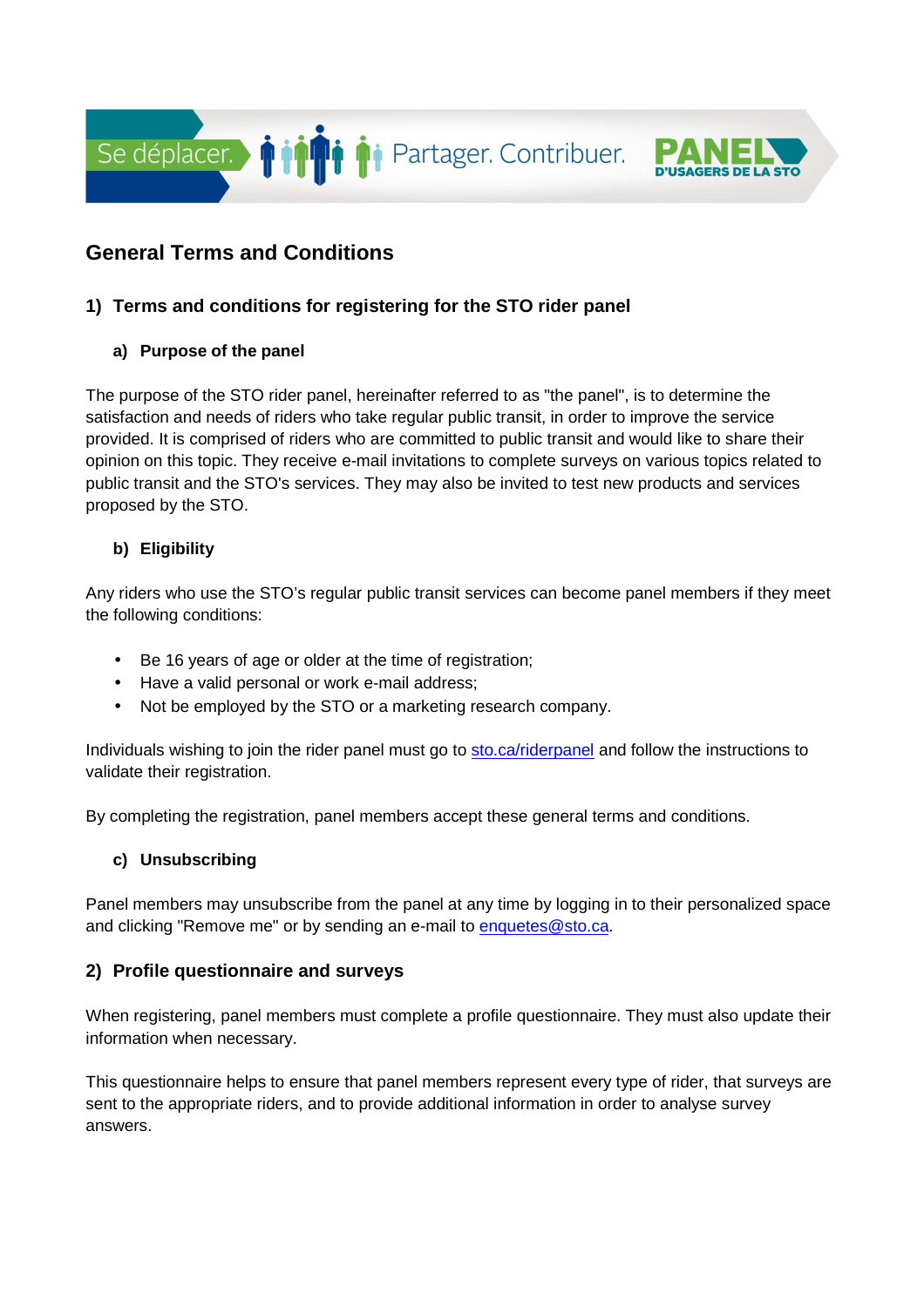# General Terms and Conditions

## 1) Terms and conditions for registering for the STO rider panel

### a) Purpose of the panel

The purpose of the STO rider panel, hereinafter referred to as "the panel", is to determine the satisfaction and needs of riders who take regular public transit, in order to improve the service provided. It is comprised of riders who are committed to public transit and would like to share their opinion on this topic. They receive e-mail invitations to complete surveys on various topics related to public transit and the STO's services. They may also be invited to test new products and services proposed by the STO.

### b) Eligibility

Any riders who use the STO's regular public transit services can become panel members if they meet the following conditions:

- Be 16 years of age or older at the time of registration;
- Have a valid personal or work e-mail address;
- Not be employed by the STO or a marketing research company.

Individuals wishing to join the rider panel must go to [sto.ca/riderpanel](sto.ca/riderpanel) and follow the instructions to validate their registration.

By completing the registration, panel members accept these general terms and conditions.

### c) Unsubscribing

Panel members may unsubscribe from the panel at any time by logging in to their personalized space and clicking "Remove me" or by sending an e-mail to [enquetes@sto.ca](mailto:enquetes@sto.ca).

## 2) Profile questionnaire and surveys

When registering, panel members must complete a profile questionnaire. They must also update their information when necessary.

This questionnaire helps to ensure that panel members represent every type of rider, that surveys are sent to the appropriate riders, and to provide additional information in order to analyse survey answers.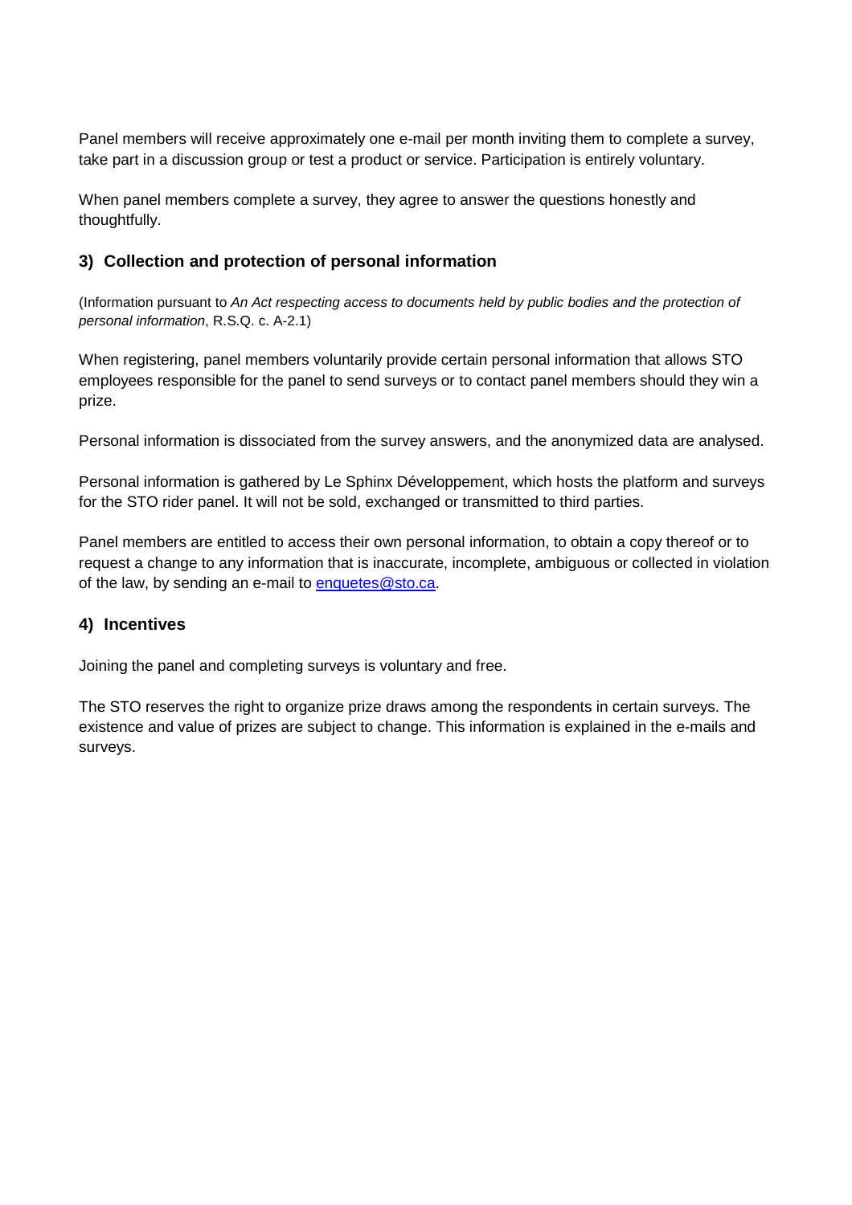Panel members will receive approximately one e-mail per month inviting them to complete a survey, take part in a discussion group or test a product or service. Participation is entirely voluntary.

When panel members complete a survey, they agree to answer the questions honestly and thoughtfully.

### 3) Collection and protection of personal information

(Information pursuant to *An Act respecting access to documents held by public bodies and the protection of personal information*, R.S.Q. c. A-2.1)

When registering, panel members voluntarily provide certain personal information that allows STO employees responsible for the panel to send surveys or to contact panel members should they win a prize.

Personal information is dissociated from the survey answers, and the anonymized data are analysed.

Personal information is gathered by Le Sphinx Développement, which hosts the platform and surveys for the STO rider panel. It will not be sold, exchanged or transmitted to third parties.

Panel members are entitled to access their own personal information, to obtain a copy thereof or to request a change to any information that is inaccurate, incomplete, ambiguous or collected in violation of the law, by sending an e-mail to enquetes@sto.ca.

### 4) Incentives

Joining the panel and completing surveys is voluntary and free.

The STO reserves the right to organize prize draws among the respondents in certain surveys. The existence and value of prizes are subject to change. This information is explained in the e-mails and surveys.